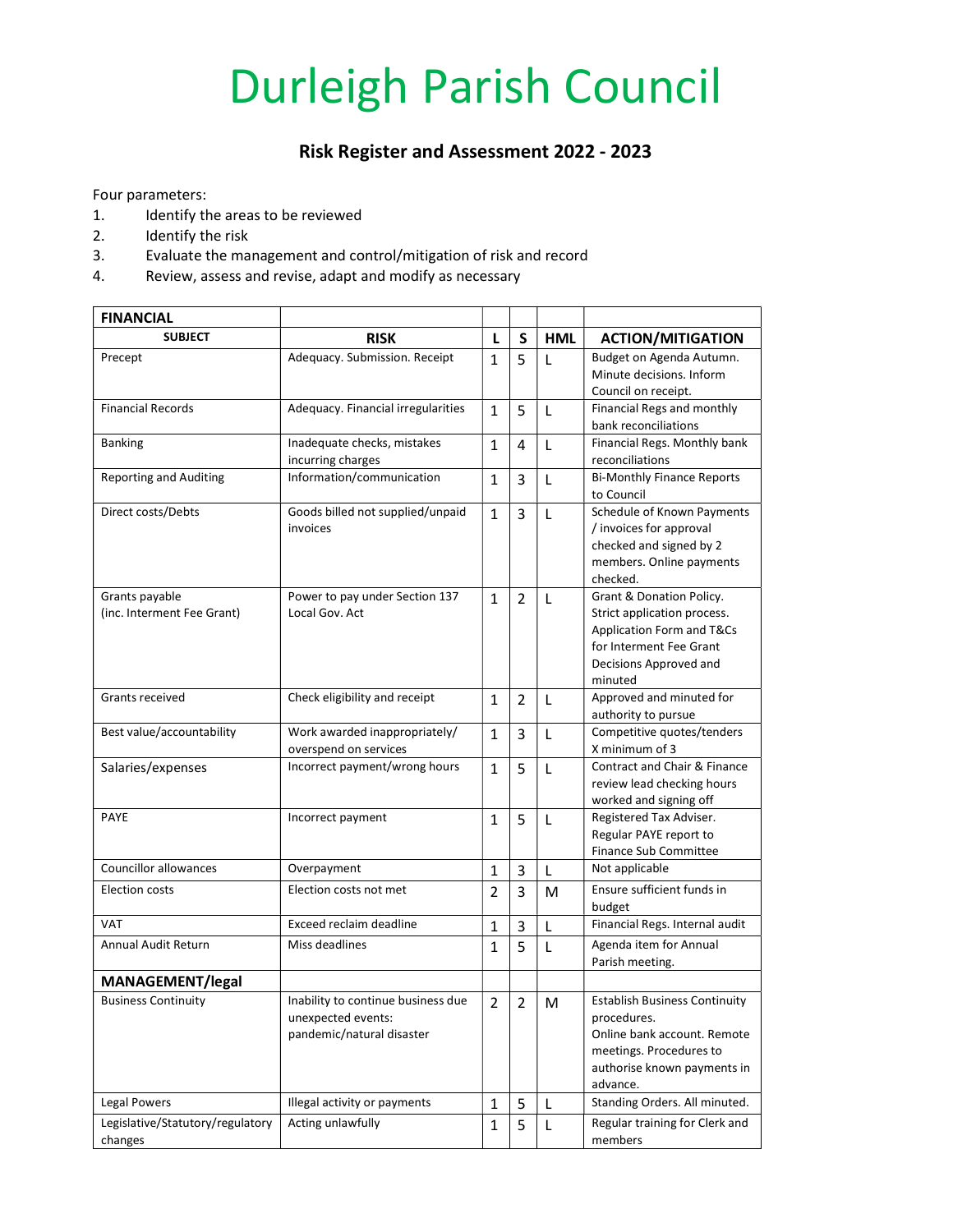# Durleigh Parish Council

## Risk Register and Assessment 2022 - 2023

Four parameters:

1. Identify the areas to be reviewed
2. Identify the risk
3. Evaluate the management and control/mitigation of risk and record
4. Review, assess and revise, adapt and modify as necessary

| **FINANCIAL** | | | | | |
|---|---|---|---|---|---|
| **SUBJECT** | **RISK** | **L** | **S** | **HML** | **ACTION/MITIGATION** |
| Precept | Adequacy. Submission. Receipt | 1 | 5 | L | Budget on Agenda Autumn. Minute decisions. Inform Council on receipt. |
| Financial Records | Adequacy. Financial irregularities | 1 | 5 | L | Financial Regs and monthly bank reconciliations |
| Banking | Inadequate checks, mistakes incurring charges | 1 | 4 | L | Financial Regs. Monthly bank reconciliations |
| Reporting and Auditing | Information/communication | 1 | 3 | L | Bi-Monthly Finance Reports to Council |
| Direct costs/Debts | Goods billed not supplied/unpaid invoices | 1 | 3 | L | Schedule of Known Payments / invoices for approval checked and signed by 2 members. Online payments checked. |
| Grants payable (inc. Interment Fee Grant) | Power to pay under Section 137 Local Gov. Act | 1 | 2 | L | Grant & Donation Policy. Strict application process. Application Form and T&Cs for Interment Fee Grant Decisions Approved and minuted |
| Grants received | Check eligibility and receipt | 1 | 2 | L | Approved and minuted for authority to pursue |
| Best value/accountability | Work awarded inappropriately/ overspend on services | 1 | 3 | L | Competitive quotes/tenders X minimum of 3 |
| Salaries/expenses | Incorrect payment/wrong hours | 1 | 5 | L | Contract and Chair & Finance review lead checking hours worked and signing off |
| PAYE | Incorrect payment | 1 | 5 | L | Registered Tax Adviser. Regular PAYE report to Finance Sub Committee |
| Councillor allowances | Overpayment | 1 | 3 | L | Not applicable |
| Election costs | Election costs not met | 2 | 3 | M | Ensure sufficient funds in budget |
| VAT | Exceed reclaim deadline | 1 | 3 | L | Financial Regs. Internal audit |
| Annual Audit Return | Miss deadlines | 1 | 5 | L | Agenda item for Annual Parish meeting. |
| **MANAGEMENT/legal** | | | | | |
| Business Continuity | Inability to continue business due unexpected events: pandemic/natural disaster | 2 | 2 | M | Establish Business Continuity procedures. Online bank account. Remote meetings. Procedures to authorise known payments in advance. |
| Legal Powers | Illegal activity or payments | 1 | 5 | L | Standing Orders. All minuted. |
| Legislative/Statutory/regulatory changes | Acting unlawfully | 1 | 5 | L | Regular training for Clerk and members |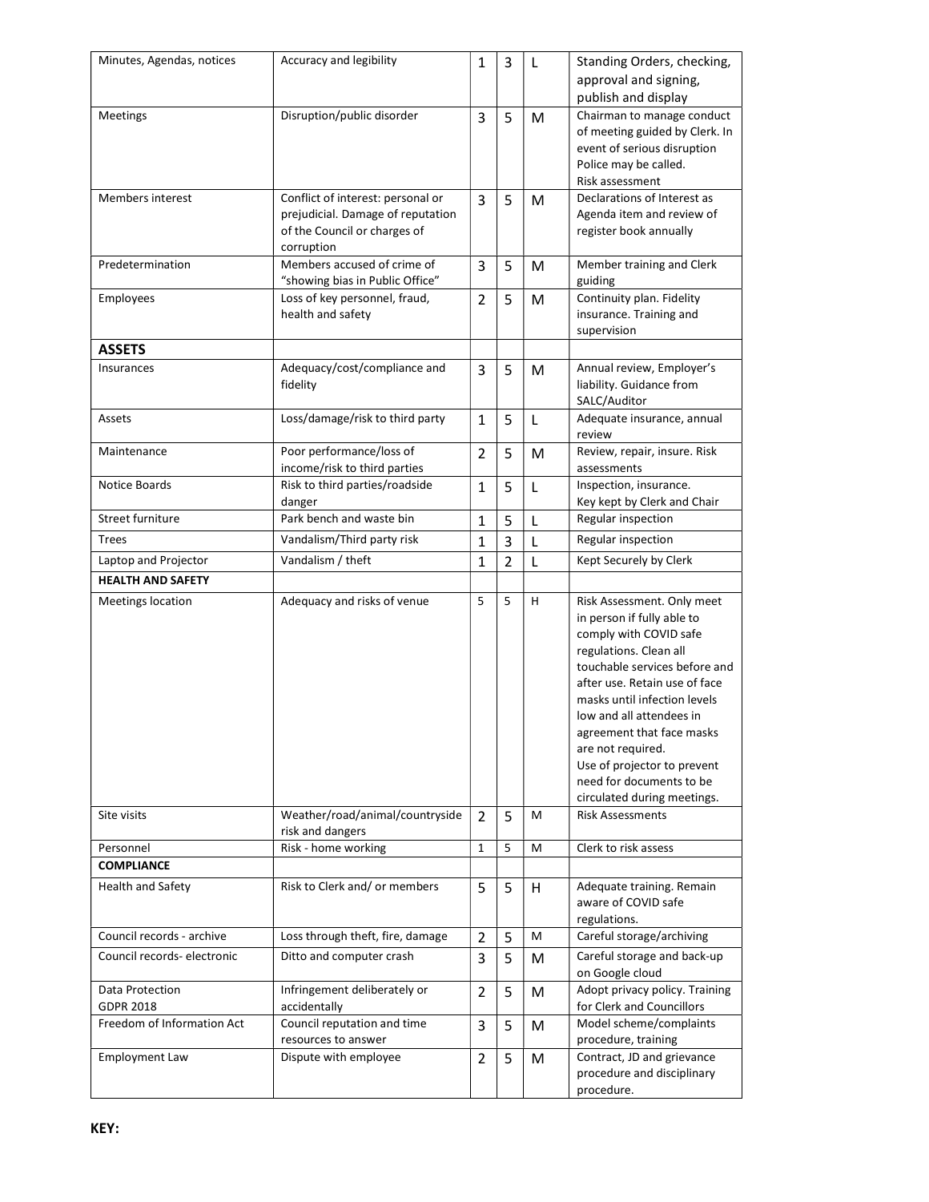| | | | | | |
|---|---|---|---|---|---|
| Minutes, Agendas, notices | Accuracy and legibility | 1 | 3 | L | Standing Orders, checking, approval and signing, publish and display |
| Meetings | Disruption/public disorder | 3 | 5 | M | Chairman to manage conduct of meeting guided by Clerk. In event of serious disruption Police may be called. Risk assessment |
| Members interest | Conflict of interest: personal or prejudicial. Damage of reputation of the Council or charges of corruption | 3 | 5 | M | Declarations of Interest as Agenda item and review of register book annually |
| Predetermination | Members accused of crime of "showing bias in Public Office" | 3 | 5 | M | Member training and Clerk guiding |
| Employees | Loss of key personnel, fraud, health and safety | 2 | 5 | M | Continuity plan. Fidelity insurance. Training and supervision |
| **ASSETS** | | | | | |
| Insurances | Adequacy/cost/compliance and fidelity | 3 | 5 | M | Annual review, Employer's liability. Guidance from SALC/Auditor |
| Assets | Loss/damage/risk to third party | 1 | 5 | L | Adequate insurance, annual review |
| Maintenance | Poor performance/loss of income/risk to third parties | 2 | 5 | M | Review, repair, insure. Risk assessments |
| Notice Boards | Risk to third parties/roadside danger | 1 | 5 | L | Inspection, insurance. Key kept by Clerk and Chair |
| Street furniture | Park bench and waste bin | 1 | 5 | L | Regular inspection |
| Trees | Vandalism/Third party risk | 1 | 3 | L | Regular inspection |
| Laptop and Projector | Vandalism / theft | 1 | 2 | L | Kept Securely by Clerk |
| **HEALTH AND SAFETY** | | | | | |
| Meetings location | Adequacy and risks of venue | 5 | 5 | H | Risk Assessment. Only meet in person if fully able to comply with COVID safe regulations. Clean all touchable services before and after use. Retain use of face masks until infection levels low and all attendees in agreement that face masks are not required. Use of projector to prevent need for documents to be circulated during meetings. |
| Site visits | Weather/road/animal/countryside risk and dangers | 2 | 5 | M | Risk Assessments |
| Personnel | Risk - home working | 1 | 5 | M | Clerk to risk assess |
| **COMPLIANCE** | | | | | |
| Health and Safety | Risk to Clerk and/ or members | 5 | 5 | H | Adequate training. Remain aware of COVID safe regulations. |
| Council records - archive | Loss through theft, fire, damage | 2 | 5 | M | Careful storage/archiving |
| Council records- electronic | Ditto and computer crash | 3 | 5 | M | Careful storage and back-up on Google cloud |
| Data Protection GDPR 2018 | Infringement deliberately or accidentally | 2 | 5 | M | Adopt privacy policy. Training for Clerk and Councillors |
| Freedom of Information Act | Council reputation and time resources to answer | 3 | 5 | M | Model scheme/complaints procedure, training |
| Employment Law | Dispute with employee | 2 | 5 | M | Contract, JD and grievance procedure and disciplinary procedure. |

**KEY:**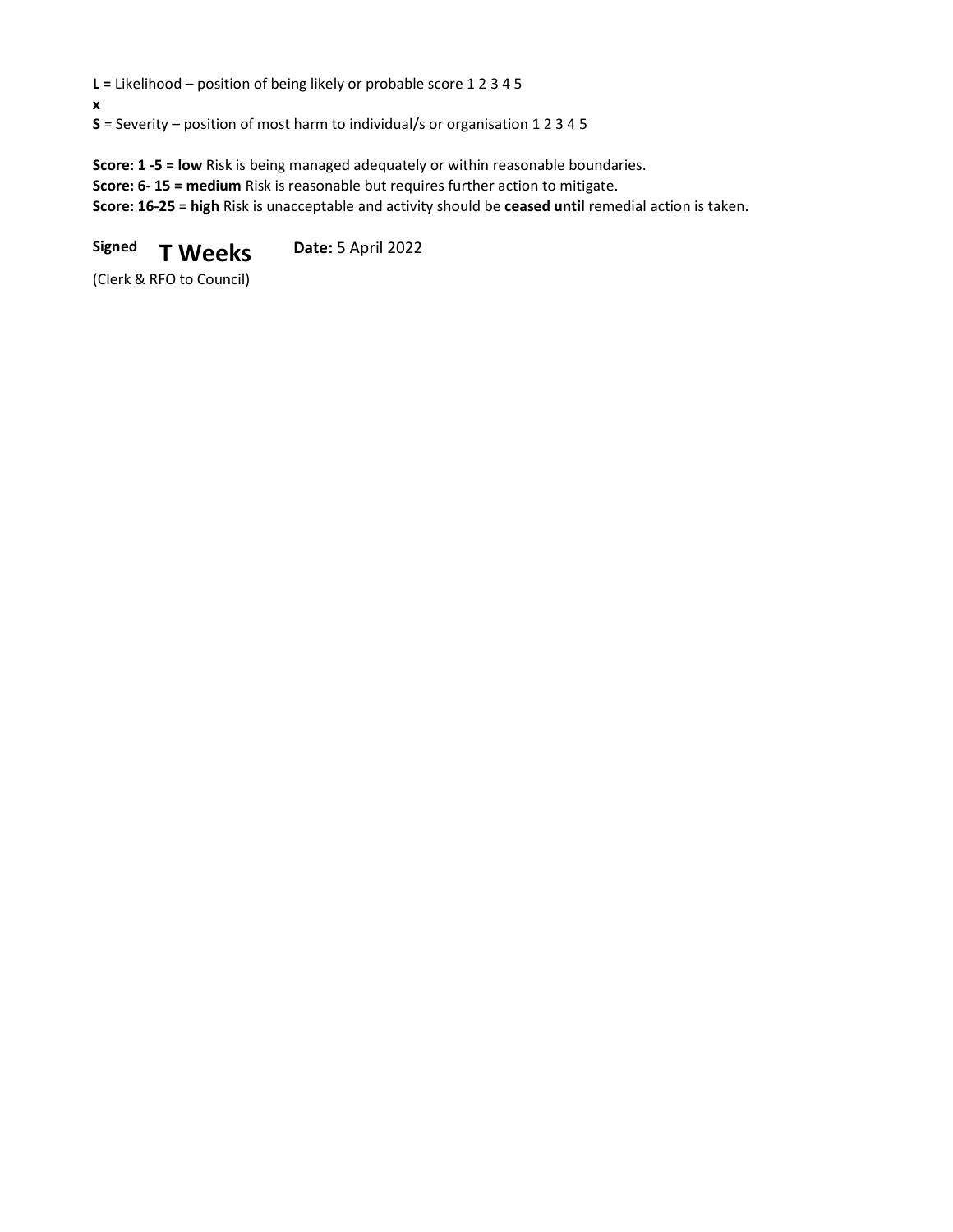**L =** Likelihood – position of being likely or probable score 1 2 3 4 5

**x**

**S** = Severity – position of most harm to individual/s or organisation 1 2 3 4 5

**Score: 1 -5 = low** Risk is being managed adequately or within reasonable boundaries.
**Score: 6- 15 = medium** Risk is reasonable but requires further action to mitigate.
**Score: 16-25 = high** Risk is unacceptable and activity should be **ceased until** remedial action is taken.

**Signed** **T Weeks** **Date:** 5 April 2022

(Clerk & RFO to Council)